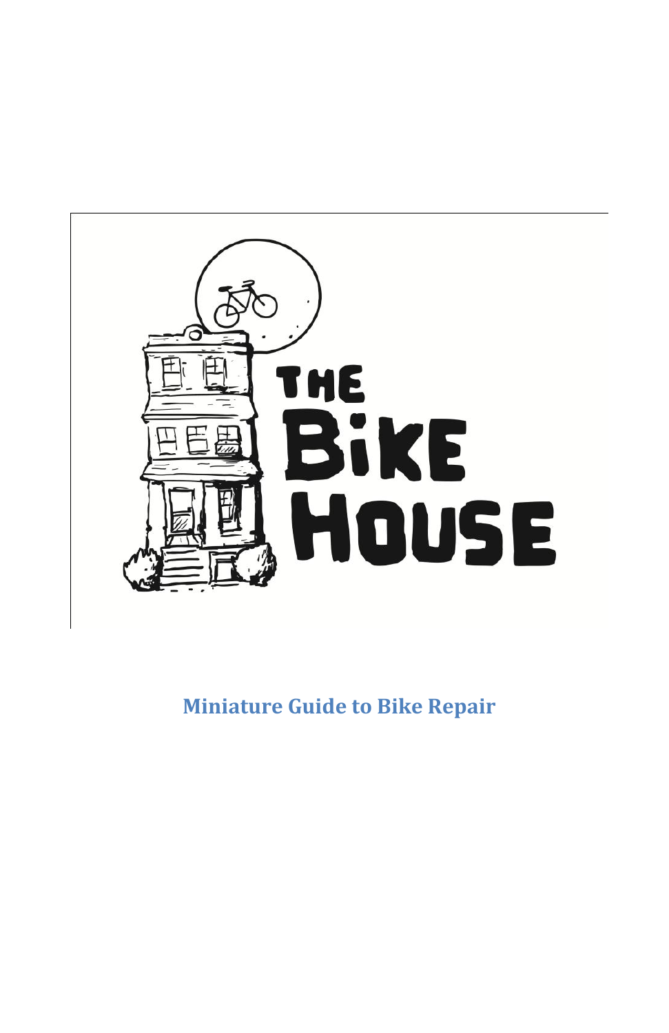THE BIKE HOUSE

# Miniature Guide to Bike Repair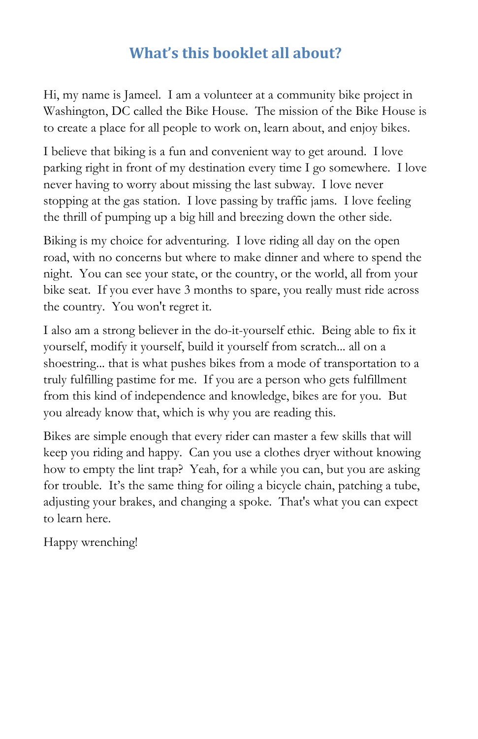## What's this booklet all about?

Hi, my name is Jameel. I am a volunteer at a community bike project in Washington, DC called the Bike House. The mission of the Bike House is to create a place for all people to work on, learn about, and enjoy bikes.

I believe that biking is a fun and convenient way to get around. I love parking right in front of my destination every time I go somewhere. I love never having to worry about missing the last subway. I love never stopping at the gas station. I love passing by traffic jams. I love feeling the thrill of pumping up a big hill and breezing down the other side.

Biking is my choice for adventuring. I love riding all day on the open road, with no concerns but where to make dinner and where to spend the night. You can see your state, or the country, or the world, all from your bike seat. If you ever have 3 months to spare, you really must ride across the country. You won't regret it.

I also am a strong believer in the do-it-yourself ethic. Being able to fix it yourself, modify it yourself, build it yourself from scratch... all on a shoestring... that is what pushes bikes from a mode of transportation to a truly fulfilling pastime for me. If you are a person who gets fulfillment from this kind of independence and knowledge, bikes are for you. But you already know that, which is why you are reading this.

Bikes are simple enough that every rider can master a few skills that will keep you riding and happy. Can you use a clothes dryer without knowing how to empty the lint trap? Yeah, for a while you can, but you are asking for trouble. It's the same thing for oiling a bicycle chain, patching a tube, adjusting your brakes, and changing a spoke. That's what you can expect to learn here.

Happy wrenching!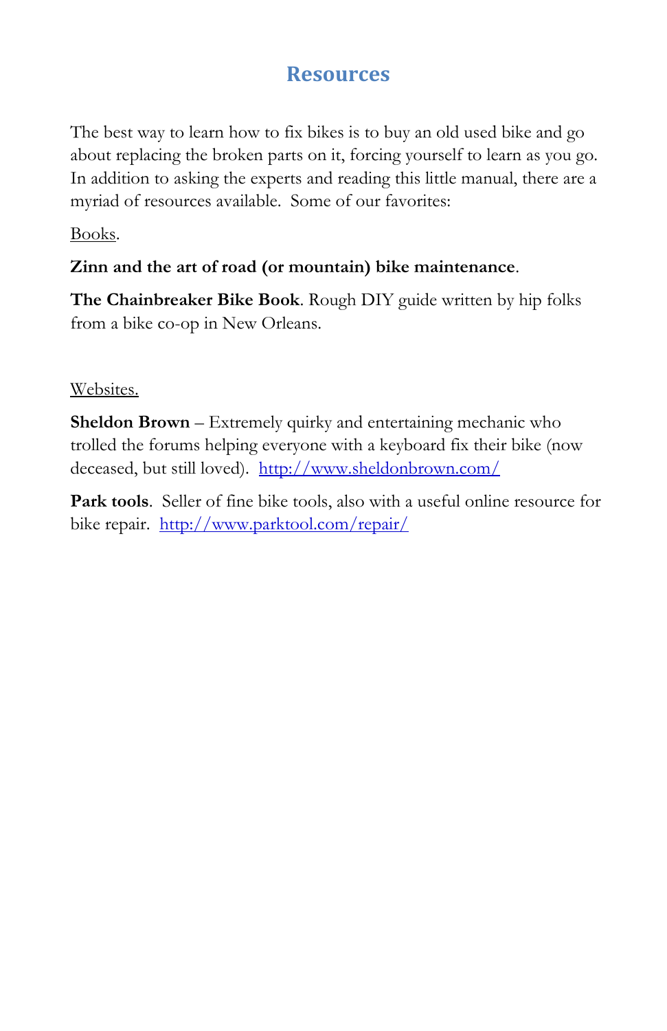# Resources

The best way to learn how to fix bikes is to buy an old used bike and go about replacing the broken parts on it, forcing yourself to learn as you go. In addition to asking the experts and reading this little manual, there are a myriad of resources available. Some of our favorites:

<u>Books</u>.

**Zinn and the art of road (or mountain) bike maintenance**.

**The Chainbreaker Bike Book**. Rough DIY guide written by hip folks from a bike co-op in New Orleans.

<u>Websites.</u>

**Sheldon Brown** – Extremely quirky and entertaining mechanic who trolled the forums helping everyone with a keyboard fix their bike (now deceased, but still loved). [http://www.sheldonbrown.com/](http://www.sheldonbrown.com/)

**Park tools**. Seller of fine bike tools, also with a useful online resource for bike repair. [http://www.parktool.com/repair/](http://www.parktool.com/repair/)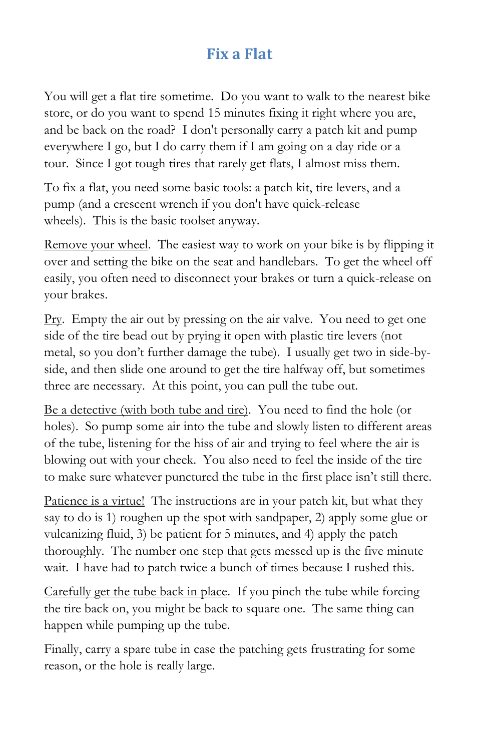# Fix a Flat

You will get a flat tire sometime. Do you want to walk to the nearest bike store, or do you want to spend 15 minutes fixing it right where you are, and be back on the road? I don't personally carry a patch kit and pump everywhere I go, but I do carry them if I am going on a day ride or a tour. Since I got tough tires that rarely get flats, I almost miss them.

To fix a flat, you need some basic tools: a patch kit, tire levers, and a pump (and a crescent wrench if you don't have quick-release wheels). This is the basic toolset anyway.

<u>Remove your wheel</u>. The easiest way to work on your bike is by flipping it over and setting the bike on the seat and handlebars. To get the wheel off easily, you often need to disconnect your brakes or turn a quick-release on your brakes.

<u>Pry</u>. Empty the air out by pressing on the air valve. You need to get one side of the tire bead out by prying it open with plastic tire levers (not metal, so you don't further damage the tube). I usually get two in side-by-side, and then slide one around to get the tire halfway off, but sometimes three are necessary. At this point, you can pull the tube out.

<u>Be a detective (with both tube and tire)</u>. You need to find the hole (or holes). So pump some air into the tube and slowly listen to different areas of the tube, listening for the hiss of air and trying to feel where the air is blowing out with your cheek. You also need to feel the inside of the tire to make sure whatever punctured the tube in the first place isn't still there.

<u>Patience is a virtue!</u> The instructions are in your patch kit, but what they say to do is 1) roughen up the spot with sandpaper, 2) apply some glue or vulcanizing fluid, 3) be patient for 5 minutes, and 4) apply the patch thoroughly. The number one step that gets messed up is the five minute wait. I have had to patch twice a bunch of times because I rushed this.

<u>Carefully get the tube back in place</u>. If you pinch the tube while forcing the tire back on, you might be back to square one. The same thing can happen while pumping up the tube.

Finally, carry a spare tube in case the patching gets frustrating for some reason, or the hole is really large.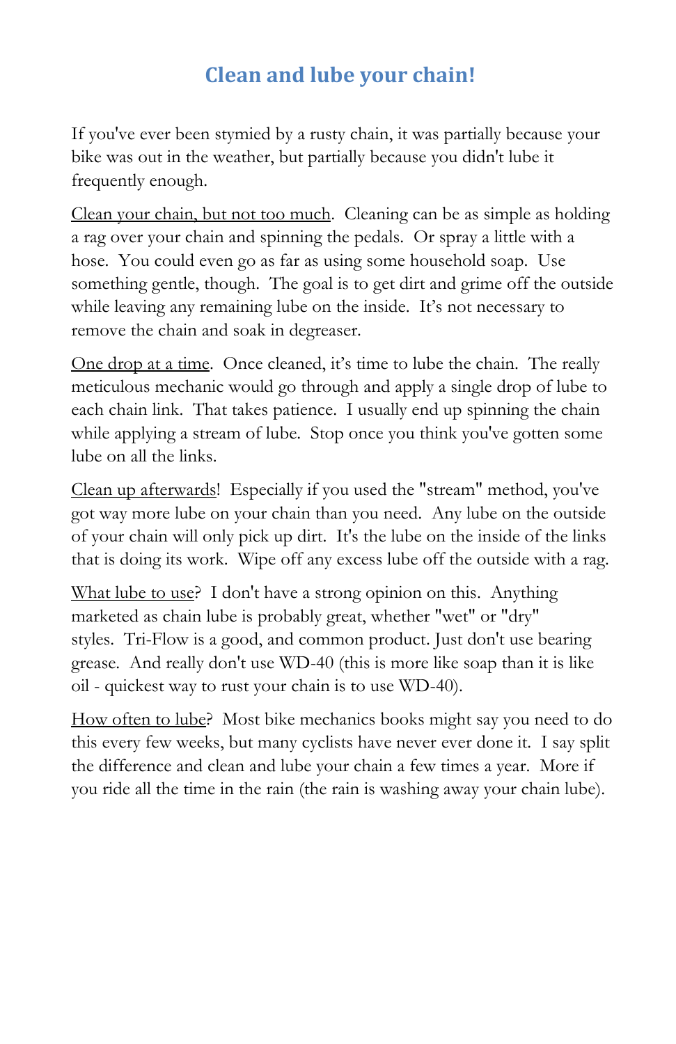## Clean and lube your chain!

If you've ever been stymied by a rusty chain, it was partially because your bike was out in the weather, but partially because you didn't lube it frequently enough.

<u>Clean your chain, but not too much</u>. Cleaning can be as simple as holding a rag over your chain and spinning the pedals. Or spray a little with a hose. You could even go as far as using some household soap. Use something gentle, though. The goal is to get dirt and grime off the outside while leaving any remaining lube on the inside. It's not necessary to remove the chain and soak in degreaser.

<u>One drop at a time</u>. Once cleaned, it's time to lube the chain. The really meticulous mechanic would go through and apply a single drop of lube to each chain link. That takes patience. I usually end up spinning the chain while applying a stream of lube. Stop once you think you've gotten some lube on all the links.

<u>Clean up afterwards</u>! Especially if you used the "stream" method, you've got way more lube on your chain than you need. Any lube on the outside of your chain will only pick up dirt. It's the lube on the inside of the links that is doing its work. Wipe off any excess lube off the outside with a rag.

<u>What lube to use</u>? I don't have a strong opinion on this. Anything marketed as chain lube is probably great, whether "wet" or "dry" styles. Tri-Flow is a good, and common product. Just don't use bearing grease. And really don't use WD-40 (this is more like soap than it is like oil - quickest way to rust your chain is to use WD-40).

<u>How often to lube</u>? Most bike mechanics books might say you need to do this every few weeks, but many cyclists have never ever done it. I say split the difference and clean and lube your chain a few times a year. More if you ride all the time in the rain (the rain is washing away your chain lube).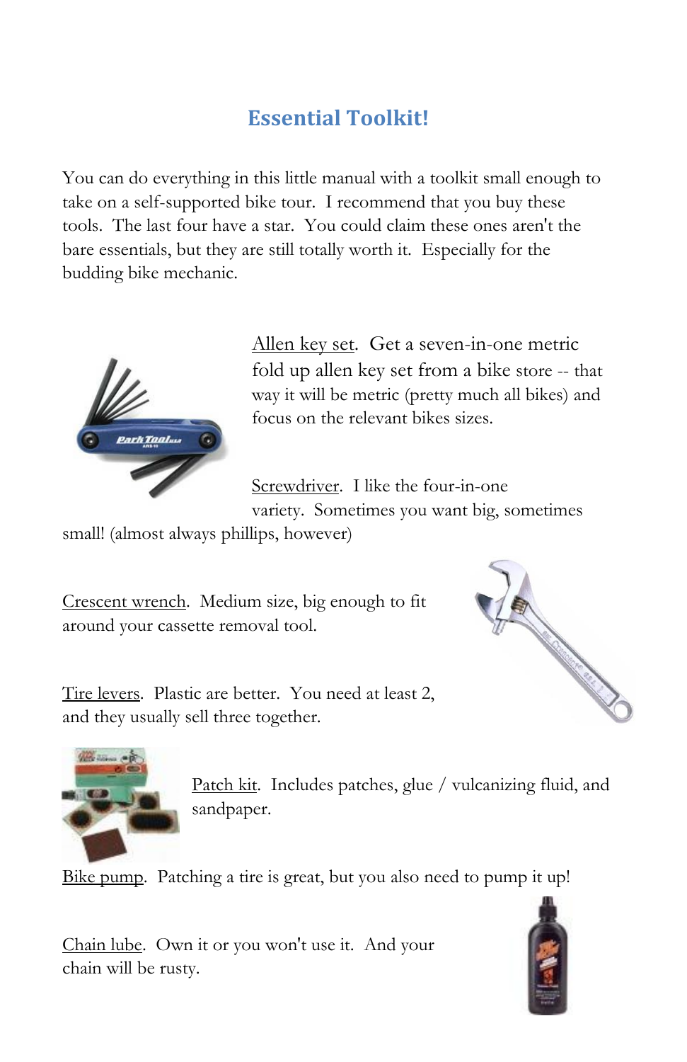# Essential Toolkit!

You can do everything in this little manual with a toolkit small enough to take on a self-supported bike tour. I recommend that you buy these tools. The last four have a star. You could claim these ones aren't the bare essentials, but they are still totally worth it. Especially for the budding bike mechanic.

Allen key set. Get a seven-in-one metric fold up allen key set from a bike store -- that way it will be metric (pretty much all bikes) and focus on the relevant bikes sizes.

Screwdriver. I like the four-in-one variety. Sometimes you want big, sometimes small! (almost always phillips, however)

Crescent wrench. Medium size, big enough to fit around your cassette removal tool.

Tire levers. Plastic are better. You need at least 2, and they usually sell three together.

Patch kit. Includes patches, glue / vulcanizing fluid, and sandpaper.

Bike pump. Patching a tire is great, but you also need to pump it up!

Chain lube. Own it or you won't use it. And your chain will be rusty.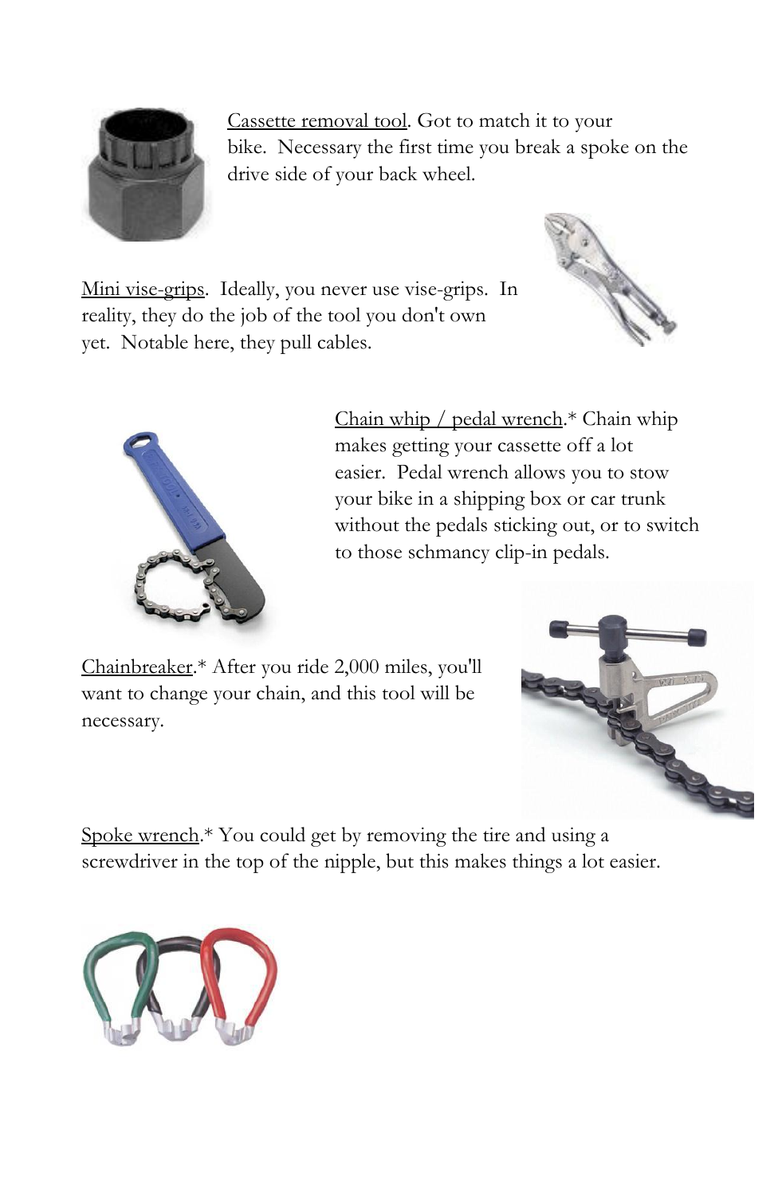Cassette removal tool. Got to match it to your bike. Necessary the first time you break a spoke on the drive side of your back wheel.

Mini vise-grips. Ideally, you never use vise-grips. In reality, they do the job of the tool you don't own yet. Notable here, they pull cables.

Chain whip / pedal wrench.* Chain whip makes getting your cassette off a lot easier. Pedal wrench allows you to stow your bike in a shipping box or car trunk without the pedals sticking out, or to switch to those schmancy clip-in pedals.

Chainbreaker.* After you ride 2,000 miles, you'll want to change your chain, and this tool will be necessary.

Spoke wrench.* You could get by removing the tire and using a screwdriver in the top of the nipple, but this makes things a lot easier.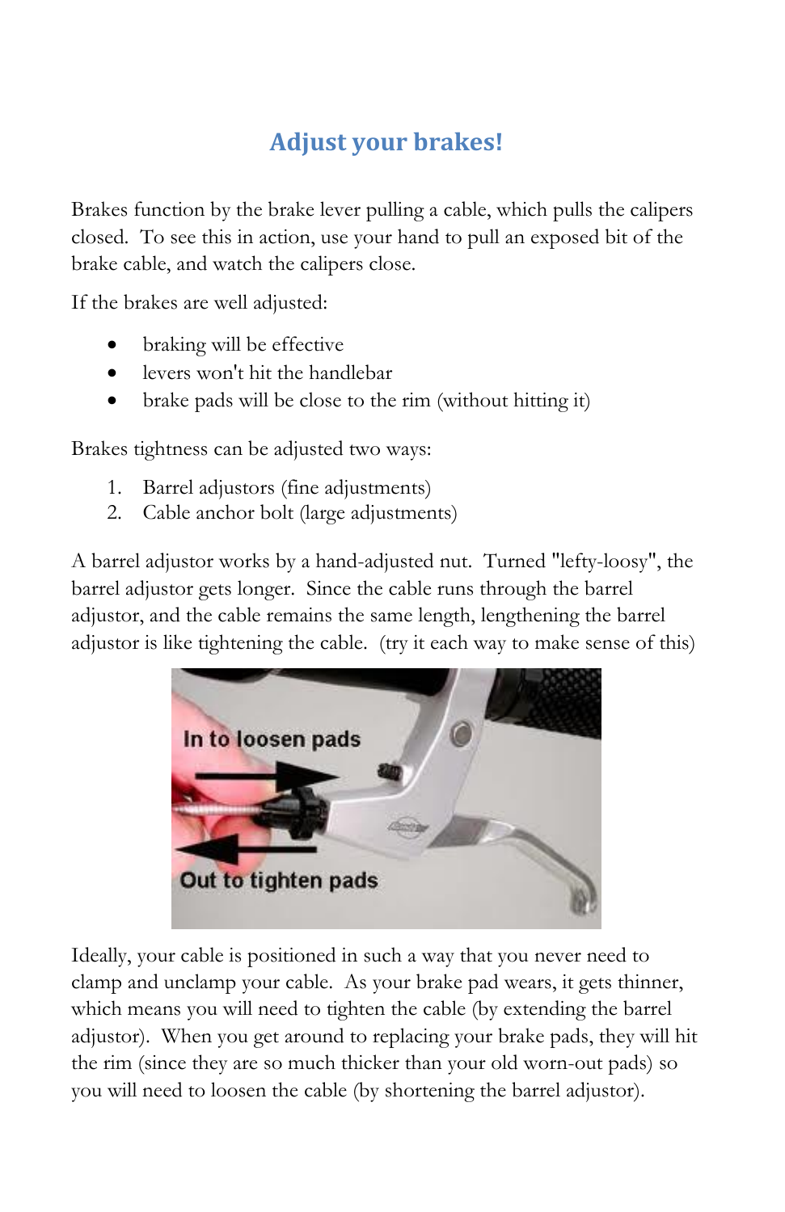## Adjust your brakes!

Brakes function by the brake lever pulling a cable, which pulls the calipers closed. To see this in action, use your hand to pull an exposed bit of the brake cable, and watch the calipers close.

If the brakes are well adjusted:

- braking will be effective
- levers won't hit the handlebar
- brake pads will be close to the rim (without hitting it)

Brakes tightness can be adjusted two ways:

1. Barrel adjustors (fine adjustments)
2. Cable anchor bolt (large adjustments)

A barrel adjustor works by a hand-adjusted nut. Turned "lefty-loosy", the barrel adjustor gets longer. Since the cable runs through the barrel adjustor, and the cable remains the same length, lengthening the barrel adjustor is like tightening the cable. (try it each way to make sense of this)

In to loosen pads

Out to tighten pads

Ideally, your cable is positioned in such a way that you never need to clamp and unclamp your cable. As your brake pad wears, it gets thinner, which means you will need to tighten the cable (by extending the barrel adjustor). When you get around to replacing your brake pads, they will hit the rim (since they are so much thicker than your old worn-out pads) so you will need to loosen the cable (by shortening the barrel adjustor).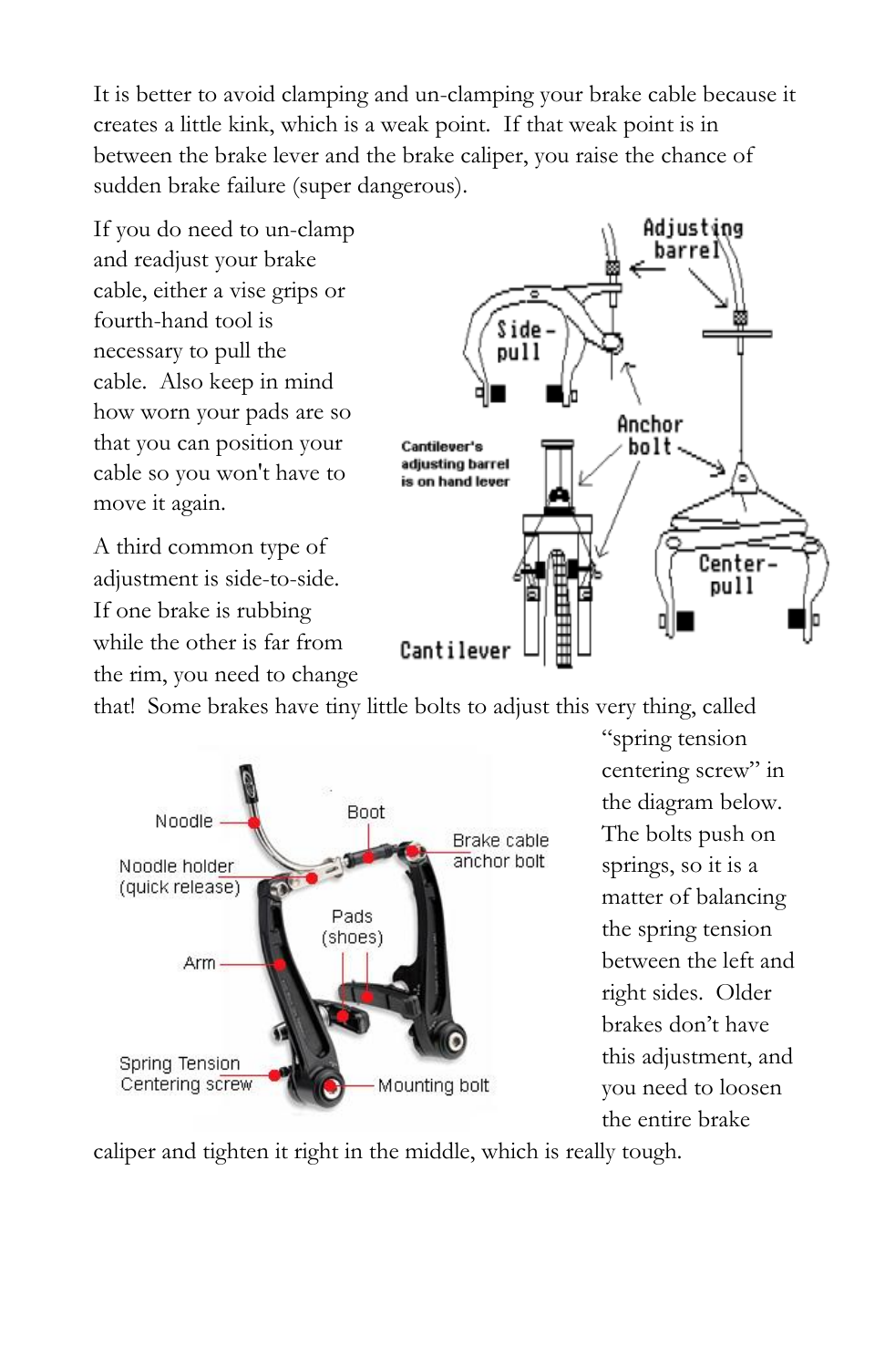It is better to avoid clamping and un-clamping your brake cable because it creates a little kink, which is a weak point. If that weak point is in between the brake lever and the brake caliper, you raise the chance of sudden brake failure (super dangerous).

If you do need to un-clamp and readjust your brake cable, either a vise grips or fourth-hand tool is necessary to pull the cable. Also keep in mind how worn your pads are so that you can position your cable so you won't have to move it again.

A third common type of adjustment is side-to-side. If one brake is rubbing while the other is far from the rim, you need to change that! Some brakes have tiny little bolts to adjust this very thing, called "spring tension centering screw" in the diagram below. The bolts push on springs, so it is a matter of balancing the spring tension between the left and right sides. Older brakes don't have this adjustment, and you need to loosen the entire brake caliper and tighten it right in the middle, which is really tough.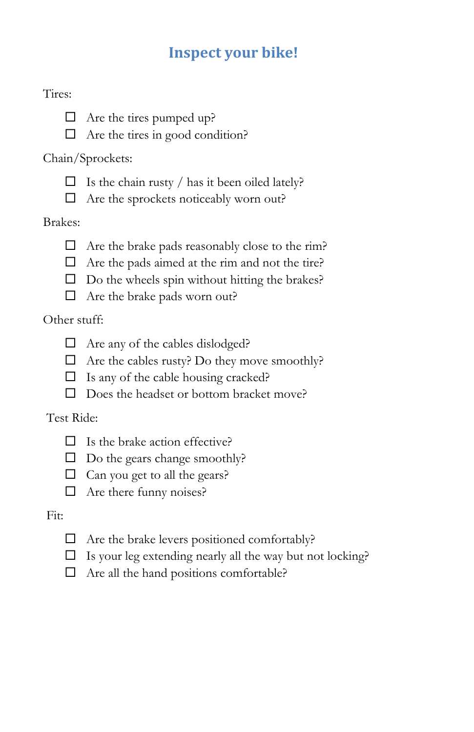# Inspect your bike!

Tires:

- ☐ Are the tires pumped up?
- ☐ Are the tires in good condition?

Chain/Sprockets:

- ☐ Is the chain rusty / has it been oiled lately?
- ☐ Are the sprockets noticeably worn out?

Brakes:

- ☐ Are the brake pads reasonably close to the rim?
- ☐ Are the pads aimed at the rim and not the tire?
- ☐ Do the wheels spin without hitting the brakes?
- ☐ Are the brake pads worn out?

Other stuff:

- ☐ Are any of the cables dislodged?
- ☐ Are the cables rusty? Do they move smoothly?
- ☐ Is any of the cable housing cracked?
- ☐ Does the headset or bottom bracket move?

Test Ride:

- ☐ Is the brake action effective?
- ☐ Do the gears change smoothly?
- ☐ Can you get to all the gears?
- ☐ Are there funny noises?

Fit:

- ☐ Are the brake levers positioned comfortably?
- ☐ Is your leg extending nearly all the way but not locking?
- ☐ Are all the hand positions comfortable?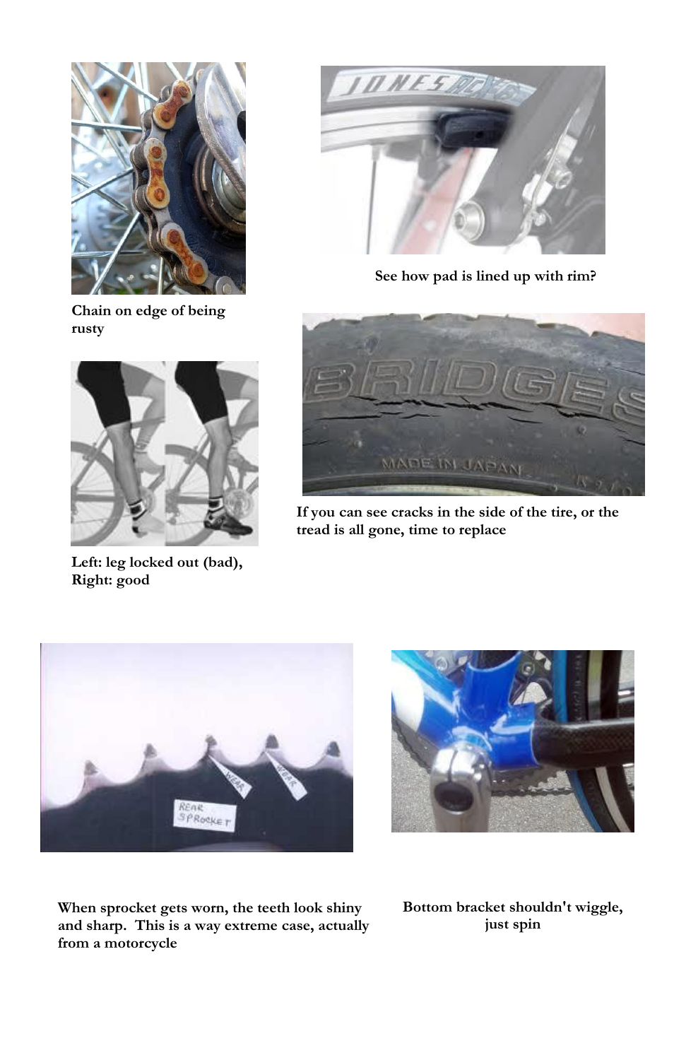Chain on edge of being rusty

See how pad is lined up with rim?

Left: leg locked out (bad), Right: good

If you can see cracks in the side of the tire, or the tread is all gone, time to replace

When sprocket gets worn, the teeth look shiny and sharp. This is a way extreme case, actually from a motorcycle

Bottom bracket shouldn't wiggle, just spin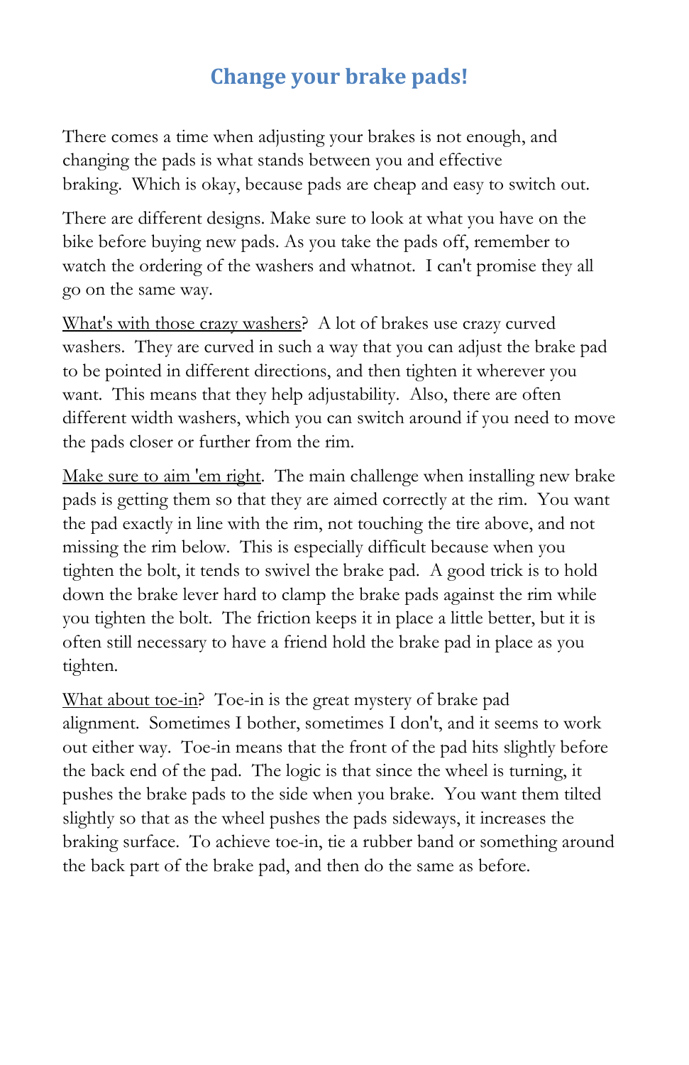# Change your brake pads!

There comes a time when adjusting your brakes is not enough, and changing the pads is what stands between you and effective braking. Which is okay, because pads are cheap and easy to switch out.

There are different designs. Make sure to look at what you have on the bike before buying new pads. As you take the pads off, remember to watch the ordering of the washers and whatnot. I can't promise they all go on the same way.

<u>What's with those crazy washers</u>? A lot of brakes use crazy curved washers. They are curved in such a way that you can adjust the brake pad to be pointed in different directions, and then tighten it wherever you want. This means that they help adjustability. Also, there are often different width washers, which you can switch around if you need to move the pads closer or further from the rim.

<u>Make sure to aim 'em right</u>. The main challenge when installing new brake pads is getting them so that they are aimed correctly at the rim. You want the pad exactly in line with the rim, not touching the tire above, and not missing the rim below. This is especially difficult because when you tighten the bolt, it tends to swivel the brake pad. A good trick is to hold down the brake lever hard to clamp the brake pads against the rim while you tighten the bolt. The friction keeps it in place a little better, but it is often still necessary to have a friend hold the brake pad in place as you tighten.

<u>What about toe-in</u>? Toe-in is the great mystery of brake pad alignment. Sometimes I bother, sometimes I don't, and it seems to work out either way. Toe-in means that the front of the pad hits slightly before the back end of the pad. The logic is that since the wheel is turning, it pushes the brake pads to the side when you brake. You want them tilted slightly so that as the wheel pushes the pads sideways, it increases the braking surface. To achieve toe-in, tie a rubber band or something around the back part of the brake pad, and then do the same as before.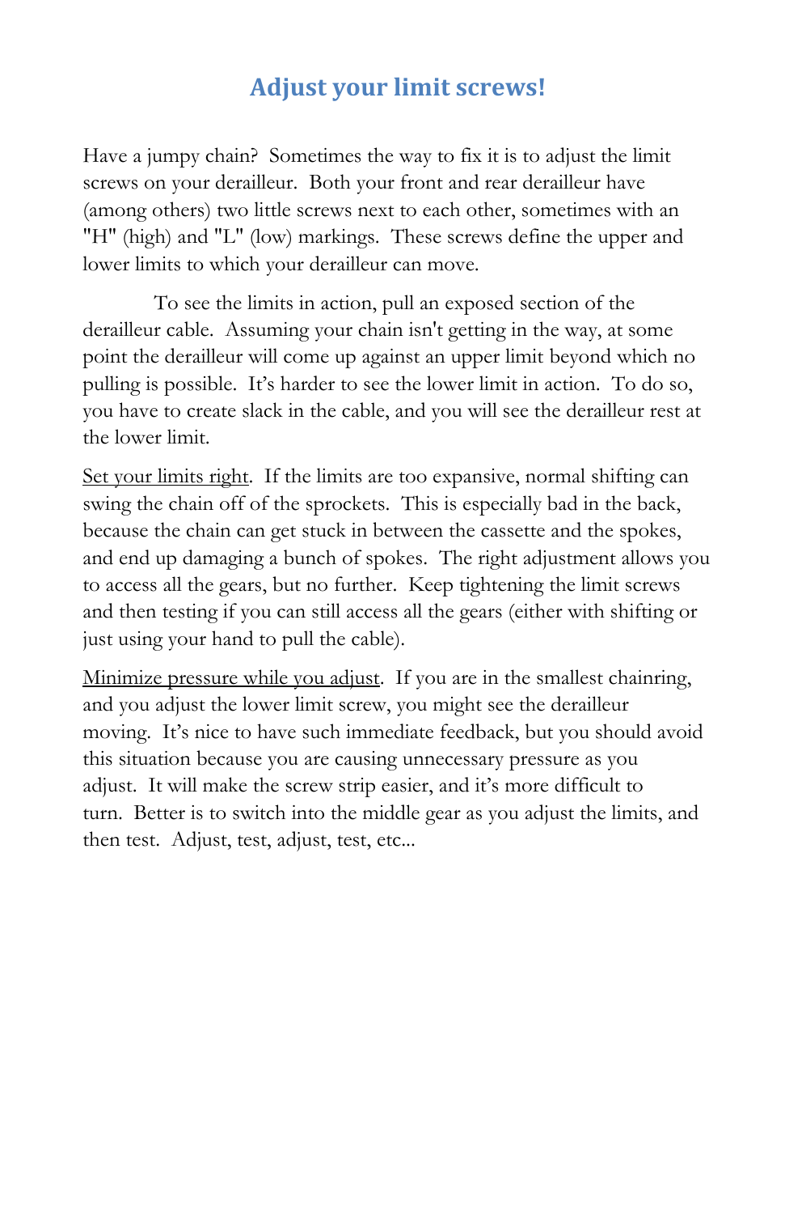# Adjust your limit screws!

Have a jumpy chain? Sometimes the way to fix it is to adjust the limit screws on your derailleur. Both your front and rear derailleur have (among others) two little screws next to each other, sometimes with an "H" (high) and "L" (low) markings. These screws define the upper and lower limits to which your derailleur can move.

To see the limits in action, pull an exposed section of the derailleur cable. Assuming your chain isn't getting in the way, at some point the derailleur will come up against an upper limit beyond which no pulling is possible. It's harder to see the lower limit in action. To do so, you have to create slack in the cable, and you will see the derailleur rest at the lower limit.

<u>Set your limits right</u>. If the limits are too expansive, normal shifting can swing the chain off of the sprockets. This is especially bad in the back, because the chain can get stuck in between the cassette and the spokes, and end up damaging a bunch of spokes. The right adjustment allows you to access all the gears, but no further. Keep tightening the limit screws and then testing if you can still access all the gears (either with shifting or just using your hand to pull the cable).

<u>Minimize pressure while you adjust</u>. If you are in the smallest chainring, and you adjust the lower limit screw, you might see the derailleur moving. It's nice to have such immediate feedback, but you should avoid this situation because you are causing unnecessary pressure as you adjust. It will make the screw strip easier, and it's more difficult to turn. Better is to switch into the middle gear as you adjust the limits, and then test. Adjust, test, adjust, test, etc...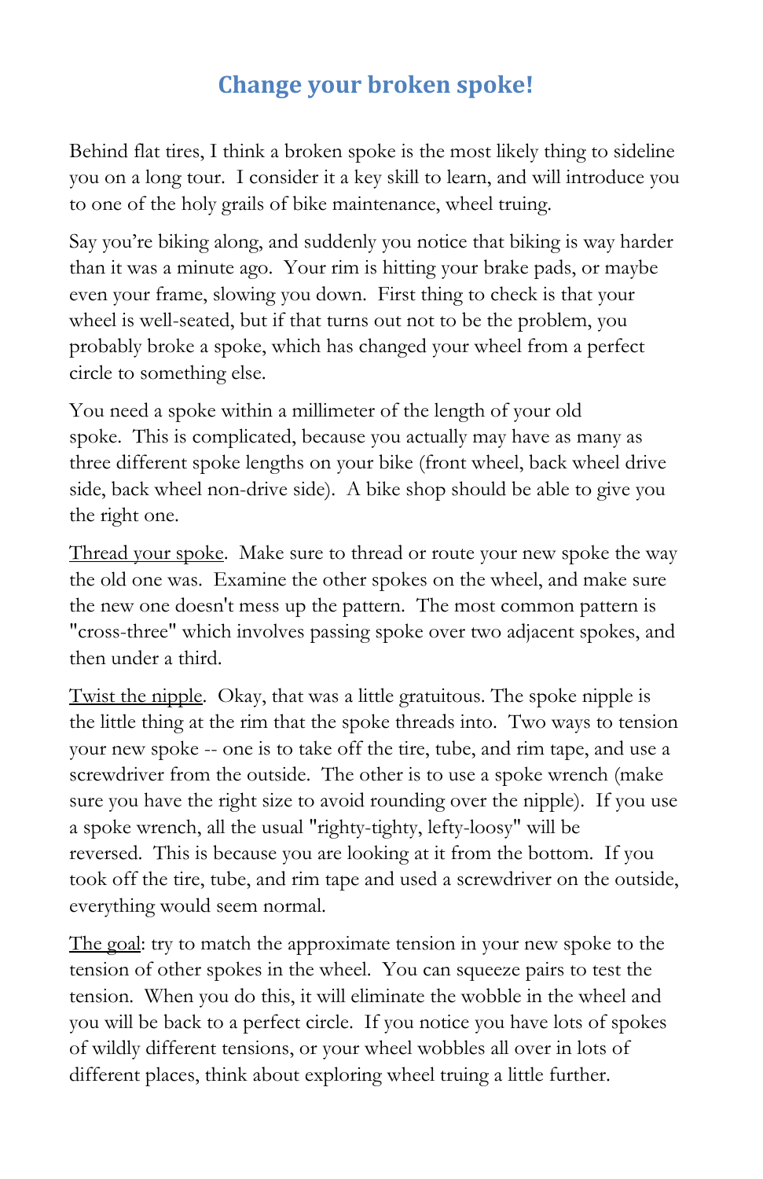## Change your broken spoke!

Behind flat tires, I think a broken spoke is the most likely thing to sideline you on a long tour. I consider it a key skill to learn, and will introduce you to one of the holy grails of bike maintenance, wheel truing.

Say you're biking along, and suddenly you notice that biking is way harder than it was a minute ago. Your rim is hitting your brake pads, or maybe even your frame, slowing you down. First thing to check is that your wheel is well-seated, but if that turns out not to be the problem, you probably broke a spoke, which has changed your wheel from a perfect circle to something else.

You need a spoke within a millimeter of the length of your old spoke. This is complicated, because you actually may have as many as three different spoke lengths on your bike (front wheel, back wheel drive side, back wheel non-drive side). A bike shop should be able to give you the right one.

<u>Thread your spoke</u>. Make sure to thread or route your new spoke the way the old one was. Examine the other spokes on the wheel, and make sure the new one doesn't mess up the pattern. The most common pattern is "cross-three" which involves passing spoke over two adjacent spokes, and then under a third.

<u>Twist the nipple</u>. Okay, that was a little gratuitous. The spoke nipple is the little thing at the rim that the spoke threads into. Two ways to tension your new spoke -- one is to take off the tire, tube, and rim tape, and use a screwdriver from the outside. The other is to use a spoke wrench (make sure you have the right size to avoid rounding over the nipple). If you use a spoke wrench, all the usual "righty-tighty, lefty-loosy" will be reversed. This is because you are looking at it from the bottom. If you took off the tire, tube, and rim tape and used a screwdriver on the outside, everything would seem normal.

<u>The goal</u>: try to match the approximate tension in your new spoke to the tension of other spokes in the wheel. You can squeeze pairs to test the tension. When you do this, it will eliminate the wobble in the wheel and you will be back to a perfect circle. If you notice you have lots of spokes of wildly different tensions, or your wheel wobbles all over in lots of different places, think about exploring wheel truing a little further.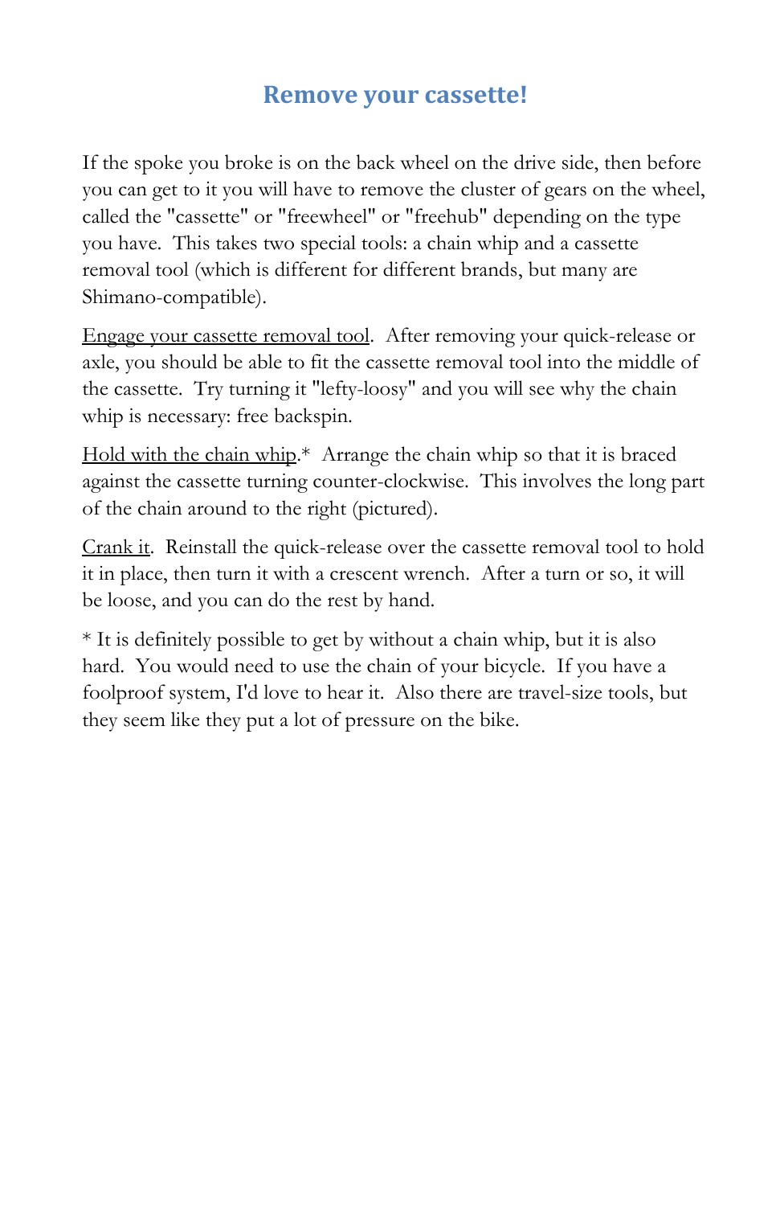# Remove your cassette!

If the spoke you broke is on the back wheel on the drive side, then before you can get to it you will have to remove the cluster of gears on the wheel, called the "cassette" or "freewheel" or "freehub" depending on the type you have. This takes two special tools: a chain whip and a cassette removal tool (which is different for different brands, but many are Shimano-compatible).

<u>Engage your cassette removal tool</u>. After removing your quick-release or axle, you should be able to fit the cassette removal tool into the middle of the cassette. Try turning it "lefty-loosy" and you will see why the chain whip is necessary: free backspin.

<u>Hold with the chain whip</u>.* Arrange the chain whip so that it is braced against the cassette turning counter-clockwise. This involves the long part of the chain around to the right (pictured).

<u>Crank it</u>. Reinstall the quick-release over the cassette removal tool to hold it in place, then turn it with a crescent wrench. After a turn or so, it will be loose, and you can do the rest by hand.

* It is definitely possible to get by without a chain whip, but it is also hard. You would need to use the chain of your bicycle. If you have a foolproof system, I'd love to hear it. Also there are travel-size tools, but they seem like they put a lot of pressure on the bike.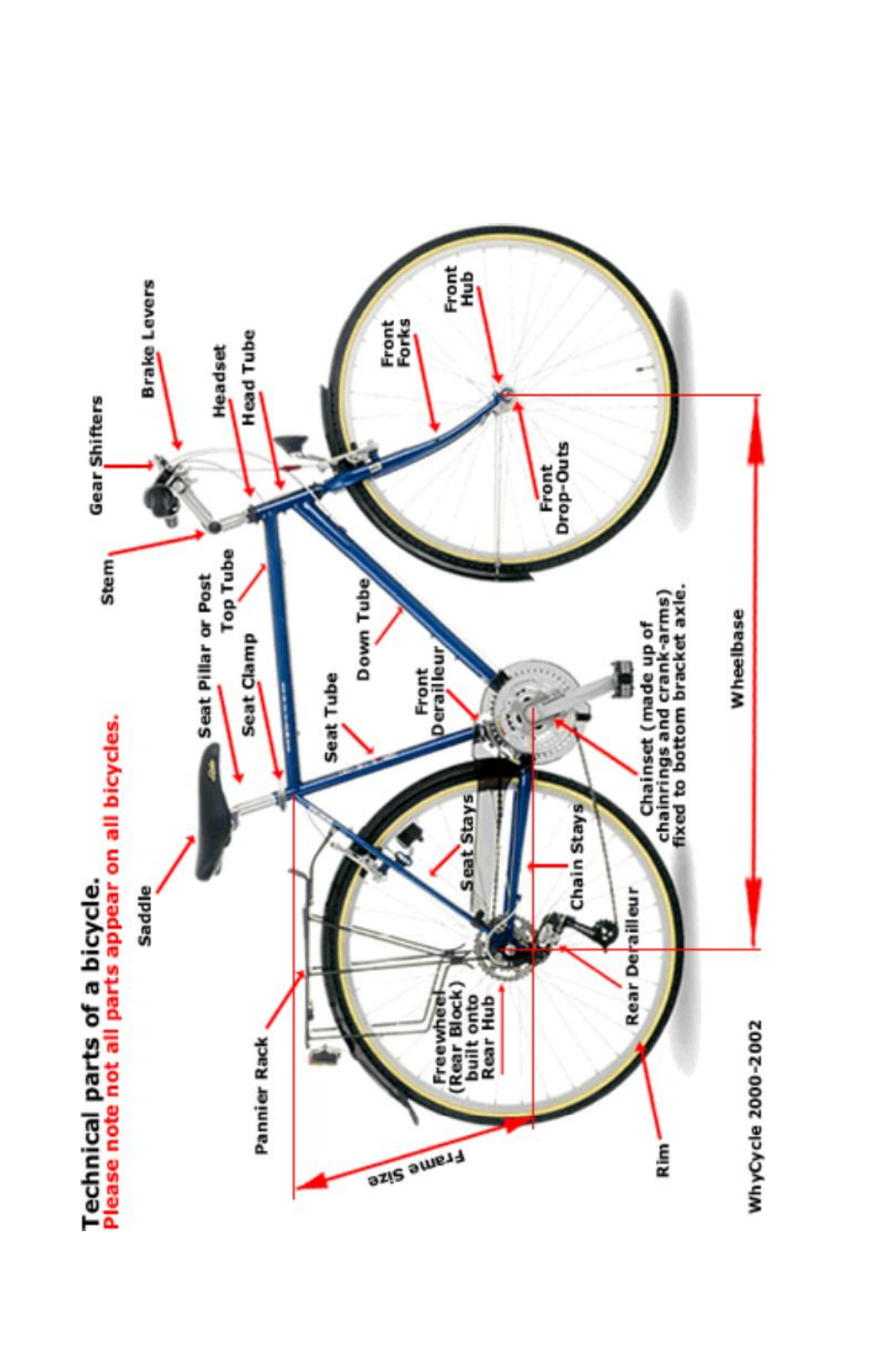# Technical parts of a bicycle.

Please note not all parts appear on all bicycles.

Saddle

Seat Pillar or Post

Seat Clamp

Top Tube

Stem

Gear Shifters

Brake Levers

Headset

Head Tube

Front Forks

Front Hub

Front Drop-Outs

Down Tube

Seat Tube

Front Derailleur

Seat Stays

Chain Stays

Chainset (made up of chainrings and crank-arms) fixed to bottom bracket axle.

Pannier Rack

Freewheel (Rear Block) built onto Rear Hub

Rear Derailleur

Rim

Frame Size

Wheelbase

WhyCycle 2000-2002